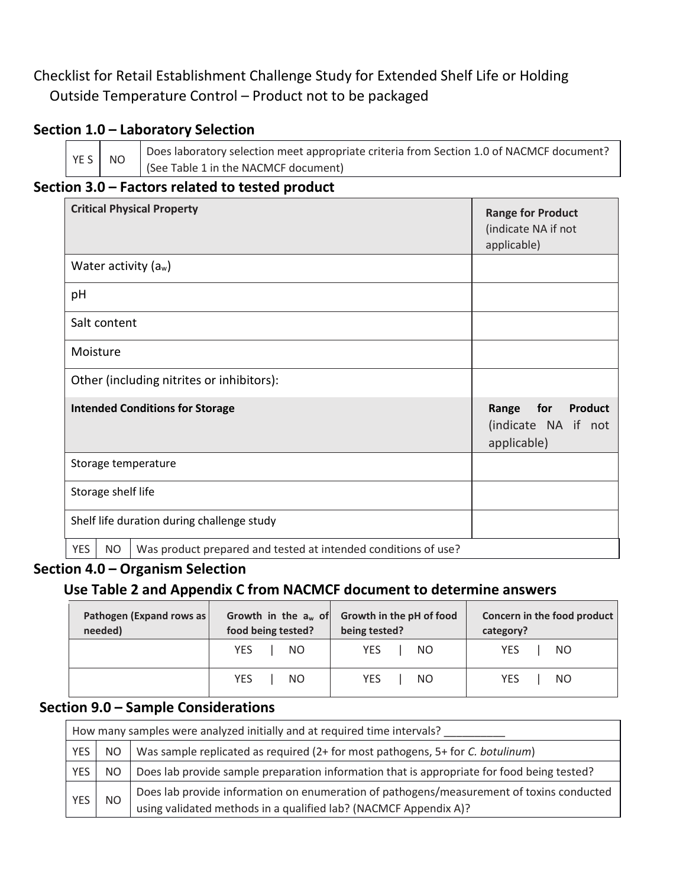# Checklist for Retail Establishment Challenge Study for Extended Shelf Life or Holding Outside Temperature Control – Product not to be packaged

## Section 1.0 – Laboratory Selection

| YE S | NO | Does laboratory selection meet appropriate criteria from Section 1.0 of NACMCF document? (See Table 1 in the NACMCF document) |
|---|---|---|

## Section 3.0 – Factors related to tested product

| **Critical Physical Property** | **Range for Product** (indicate NA if not applicable) |
|---|---|
| Water activity ($a_w$) | |
| pH | |
| Salt content | |
| Moisture | |
| Other (including nitrites or inhibitors): | |
| **Intended Conditions for Storage** | **Range for Product** (indicate NA if not applicable) |
| Storage temperature | |
| Storage shelf life | |
| Shelf life duration during challenge study | |

| YES | NO | Was product prepared and tested at intended conditions of use? |
|---|---|---|

## Section 4.0 – Organism Selection

### Use Table 2 and Appendix C from NACMCF document to determine answers

| Pathogen (Expand rows as needed) | Growth in the $a_w$ of food being tested? | Growth in the pH of food being tested? | Concern in the food product category? |
|---|---|---|---|
| | YES \| NO | YES \| NO | YES \| NO |
| | YES \| NO | YES \| NO | YES \| NO |

## Section 9.0 – Sample Considerations

How many samples were analyzed initially and at required time intervals? __________

| YES | NO | Was sample replicated as required (2+ for most pathogens, 5+ for *C. botulinum*) |
|---|---|---|
| YES | NO | Does lab provide sample preparation information that is appropriate for food being tested? |
| YES | NO | Does lab provide information on enumeration of pathogens/measurement of toxins conducted using validated methods in a qualified lab? (NACMCF Appendix A)? |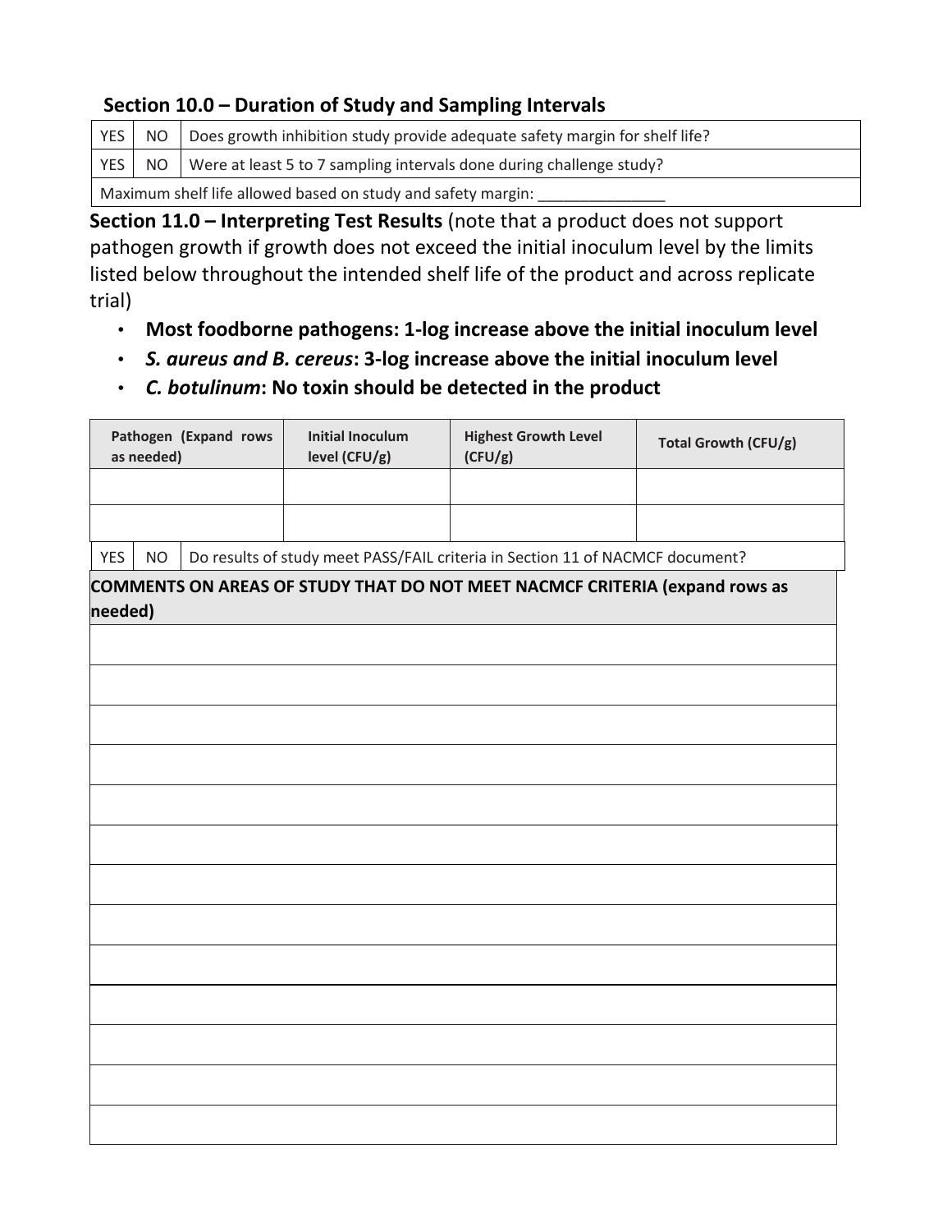## Section 10.0 – Duration of Study and Sampling Intervals

| | | |
|---|---|---|
| YES | NO | Does growth inhibition study provide adequate safety margin for shelf life? |
| YES | NO | Were at least 5 to 7 sampling intervals done during challenge study? |
| Maximum shelf life allowed based on study and safety margin: _______________ | | |

**Section 11.0 – Interpreting Test Results** (note that a product does not support pathogen growth if growth does not exceed the initial inoculum level by the limits listed below throughout the intended shelf life of the product and across replicate trial)

- **Most foodborne pathogens: 1-log increase above the initial inoculum level**
- ***S. aureus and B. cereus*: 3-log increase above the initial inoculum level**
- ***C. botulinum*: No toxin should be detected in the product**

| Pathogen (Expand rows as needed) | Initial Inoculum level (CFU/g) | Highest Growth Level (CFU/g) | Total Growth (CFU/g) |
|---|---|---|---|
| | | | |
| | | | |

| | | |
|---|---|---|
| YES | NO | Do results of study meet PASS/FAIL criteria in Section 11 of NACMCF document? |

| COMMENTS ON AREAS OF STUDY THAT DO NOT MEET NACMCF CRITERIA (expand rows as needed) |
|---|
| |
| |
| |
| |
| |
| |
| |
| |
| |
| |
| |
| |
| |